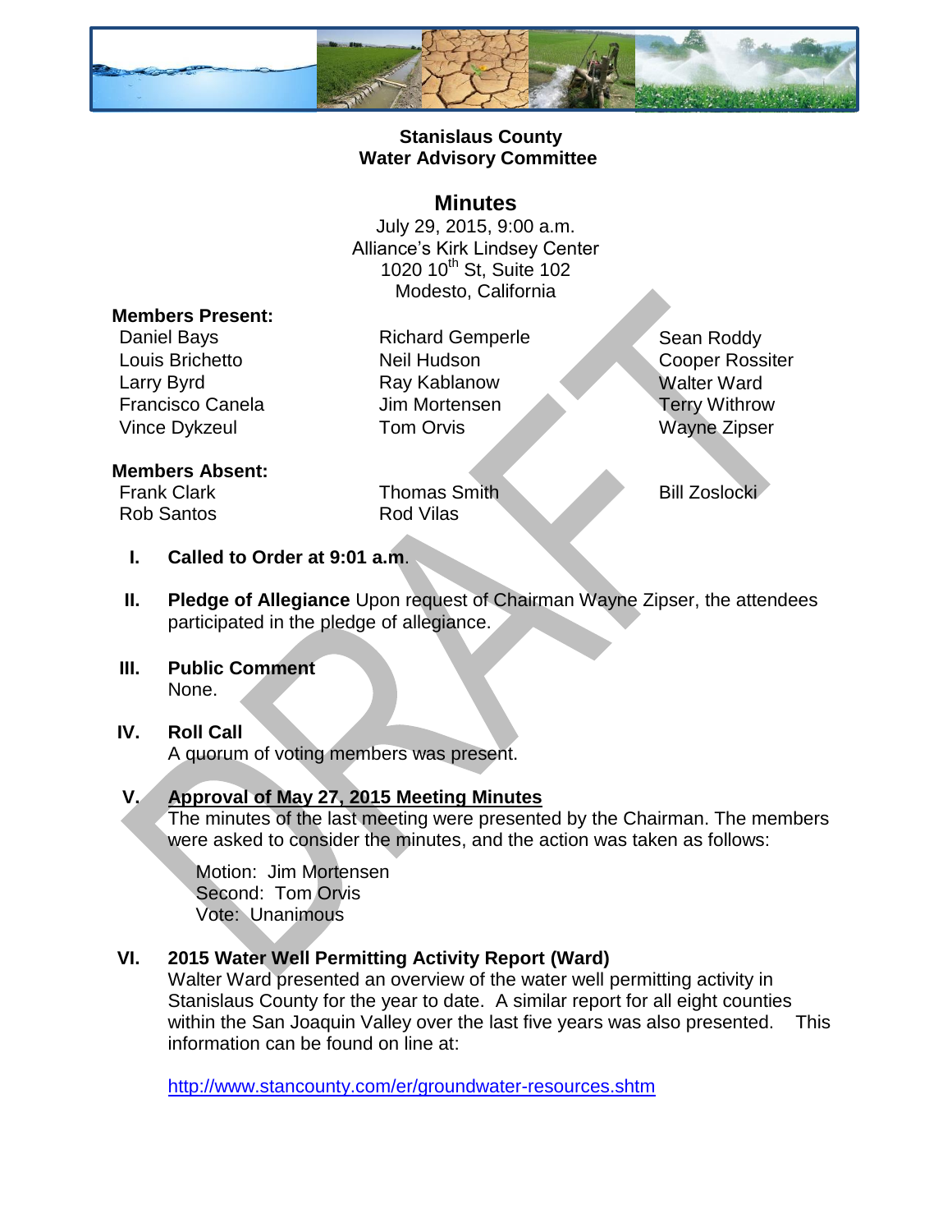# Stanislaus County
# Water Advisory Committee

## Minutes

July 29, 2015, 9:00 a.m.
Alliance's Kirk Lindsey Center
1020 10th St, Suite 102
Modesto, California

**Members Present:**

| | | |
|---|---|---|
| Daniel Bays | Richard Gemperle | Sean Roddy |
| Louis Brichetto | Neil Hudson | Cooper Rossiter |
| Larry Byrd | Ray Kablanow | Walter Ward |
| Francisco Canela | Jim Mortensen | Terry Withrow |
| Vince Dykzeul | Tom Orvis | Wayne Zipser |

**Members Absent:**

| | | |
|---|---|---|
| Frank Clark | Thomas Smith | Bill Zoslocki |
| Rob Santos | Rod Vilas | |

I. **Called to Order at 9:01 a.m**.

II. **Pledge of Allegiance** Upon request of Chairman Wayne Zipser, the attendees participated in the pledge of allegiance.

III. **Public Comment**
None.

IV. **Roll Call**
A quorum of voting members was present.

V. **Approval of May 27, 2015 Meeting Minutes**
The minutes of the last meeting were presented by the Chairman. The members were asked to consider the minutes, and the action was taken as follows:

Motion: Jim Mortensen
Second: Tom Orvis
Vote: Unanimous

VI. **2015 Water Well Permitting Activity Report (Ward)**
Walter Ward presented an overview of the water well permitting activity in Stanislaus County for the year to date. A similar report for all eight counties within the San Joaquin Valley over the last five years was also presented. This information can be found on line at:

http://www.stancounty.com/er/groundwater-resources.shtm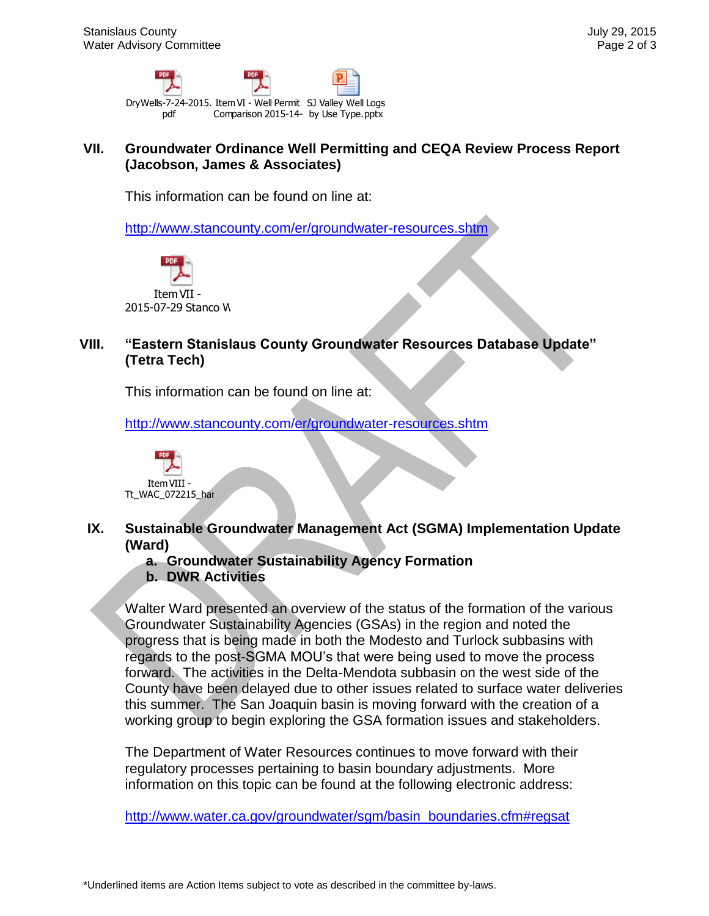DryWells-7-24-2015.pdf  Item VI - Well Permit Comparison 2015-14-  SJ Valley Well Logs by Use Type.pptx

**VII. Groundwater Ordinance Well Permitting and CEQA Review Process Report (Jacobson, James & Associates)**

This information can be found on line at:

http://www.stancounty.com/er/groundwater-resources.shtm

Item VII - 2015-07-29 Stanco W

**VIII. "Eastern Stanislaus County Groundwater Resources Database Update" (Tetra Tech)**

This information can be found on line at:

http://www.stancounty.com/er/groundwater-resources.shtm

Item VIII - Tt_WAC_072215_har

**IX. Sustainable Groundwater Management Act (SGMA) Implementation Update (Ward)**

**a. Groundwater Sustainability Agency Formation**

**b. DWR Activities**

Walter Ward presented an overview of the status of the formation of the various Groundwater Sustainability Agencies (GSAs) in the region and noted the progress that is being made in both the Modesto and Turlock subbasins with regards to the post-SGMA MOU's that were being used to move the process forward. The activities in the Delta-Mendota subbasin on the west side of the County have been delayed due to other issues related to surface water deliveries this summer. The San Joaquin basin is moving forward with the creation of a working group to begin exploring the GSA formation issues and stakeholders.

The Department of Water Resources continues to move forward with their regulatory processes pertaining to basin boundary adjustments. More information on this topic can be found at the following electronic address:

http://www.water.ca.gov/groundwater/sgm/basin_boundaries.cfm#regsat

*Underlined items are Action Items subject to vote as described in the committee by-laws.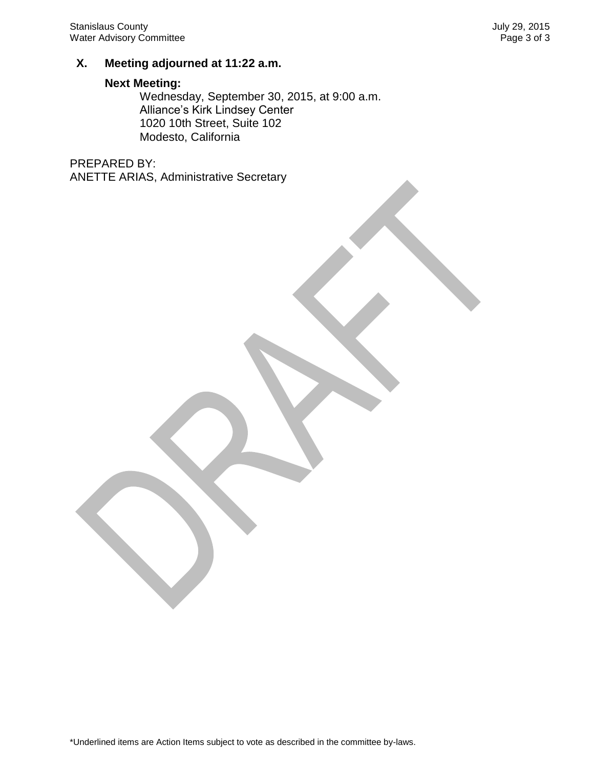## X. Meeting adjourned at 11:22 a.m.

**Next Meeting:**

Wednesday, September 30, 2015, at 9:00 a.m.
Alliance's Kirk Lindsey Center
1020 10th Street, Suite 102
Modesto, California

PREPARED BY:
ANETTE ARIAS, Administrative Secretary

DRAFT

*Underlined items are Action Items subject to vote as described in the committee by-laws.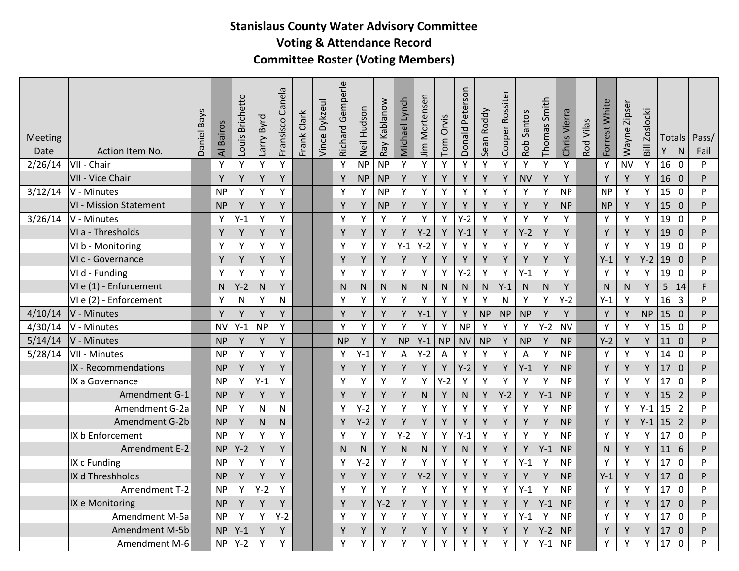# Stanislaus County Water Advisory Committee
## Voting & Attendance Record
## Committee Roster (Voting Members)

| Meeting Date | Action Item No. | Daniel Bays | Al Bairos | Louis Brichetto | Larry Byrd | Fransisco Canela | Frank Clark | Vince Dykzeul | Richard Gemperle | Neil Hudson | Ray Kablanow | Michael Lynch | Jim Mortensen | Tom Orvis | Donald Peterson | Sean Roddy | Cooper Rossiter | Rob Santos | Thomas Smith | Chris Vierra | Rod Vilas | Forrest White | Wayne Zipser | Bill Zoslocki | Totals Y | Totals N | Pass/ Fail |
|---|---|---|---|---|---|---|---|---|---|---|---|---|---|---|---|---|---|---|---|---|---|---|---|---|---|---|---|
| 2/26/14 | VII - Chair | | Y | Y | Y | Y | | | Y | NP | NP | Y | Y | Y | Y | Y | Y | Y | Y | Y | | Y | NV | Y | 16 | 0 | P |
| | VII - Vice Chair | | Y | Y | Y | Y | | | Y | NP | NP | Y | Y | Y | Y | Y | Y | NV | Y | Y | | Y | Y | Y | 16 | 0 | P |
| 3/12/14 | V - Minutes | | NP | Y | Y | Y | | | Y | Y | NP | Y | Y | Y | Y | Y | Y | Y | Y | NP | | NP | Y | Y | 15 | 0 | P |
| | VI - Mission Statement | | NP | Y | Y | Y | | | Y | Y | NP | Y | Y | Y | Y | Y | Y | Y | Y | NP | | NP | Y | Y | 15 | 0 | P |
| 3/26/14 | V - Minutes | | Y | Y-1 | Y | Y | | | Y | Y | Y | Y | Y | Y | Y-2 | Y | Y | Y | Y | Y | | Y | Y | Y | 19 | 0 | P |
| | VI a - Thresholds | | Y | Y | Y | Y | | | Y | Y | Y | Y | Y-2 | Y | Y-1 | Y | Y | Y-2 | Y | Y | | Y | Y | Y | 19 | 0 | P |
| | VI b - Monitoring | | Y | Y | Y | Y | | | Y | Y | Y | Y-1 | Y-2 | Y | Y | Y | Y | Y | Y | Y | | Y | Y | Y | 19 | 0 | P |
| | VI c - Governance | | Y | Y | Y | Y | | | Y | Y | Y | Y | Y | Y | Y | Y | Y | Y | Y | Y | | Y-1 | Y | Y-2 | 19 | 0 | P |
| | VI d - Funding | | Y | Y | Y | Y | | | Y | Y | Y | Y | Y | Y | Y-2 | Y | Y | Y-1 | Y | Y | | Y | Y | Y | 19 | 0 | P |
| | VI e (1) - Enforcement | | N | Y-2 | N | Y | | | N | N | N | N | N | N | N | N | Y-1 | N | N | Y | | N | N | Y | 5 | 14 | F |
| | VI e (2) - Enforcement | | Y | N | Y | N | | | Y | Y | Y | Y | Y | Y | Y | Y | N | Y | Y | Y-2 | | Y-1 | Y | Y | 16 | 3 | P |
| 4/10/14 | V - Minutes | | Y | Y | Y | Y | | | Y | Y | Y | Y | Y-1 | Y | Y | NP | NP | NP | Y | Y | | Y | Y | NP | 15 | 0 | P |
| 4/30/14 | V - Minutes | | NV | Y-1 | NP | Y | | | Y | Y | Y | Y | Y | Y | NP | Y | Y | Y | Y-2 | NV | | Y | Y | Y | 15 | 0 | P |
| 5/14/14 | V - Minutes | | NP | Y | Y | Y | | | NP | Y | Y | NP | Y-1 | NP | NV | NP | Y | NP | Y | NP | | Y-2 | Y | Y | 11 | 0 | P |
| 5/28/14 | VII - Minutes | | NP | Y | Y | Y | | | Y | Y-1 | Y | A | Y-2 | A | Y | Y | Y | A | Y | NP | | Y | Y | Y | 14 | 0 | P |
| | IX - Recommendations | | NP | Y | Y | Y | | | Y | Y | Y | Y | Y | Y | Y-2 | Y | Y | Y-1 | Y | NP | | Y | Y | Y | 17 | 0 | P |
| | IX a Governance | | NP | Y | Y-1 | Y | | | Y | Y | Y | Y | Y | Y-2 | Y | Y | Y | Y | Y | NP | | Y | Y | Y | 17 | 0 | P |
| | Amendment G-1 | | NP | Y | Y | Y | | | Y | Y | Y | Y | N | Y | N | Y | Y-2 | Y | Y-1 | NP | | Y | Y | Y | 15 | 2 | P |
| | Amendment G-2a | | NP | Y | N | N | | | Y | Y-2 | Y | Y | Y | Y | Y | Y | Y | Y | Y | NP | | Y | Y | Y-1 | 15 | 2 | P |
| | Amendment G-2b | | NP | Y | N | N | | | Y | Y-2 | Y | Y | Y | Y | Y | Y | Y | Y | Y | NP | | Y | Y | Y-1 | 15 | 2 | P |
| | IX b Enforcement | | NP | Y | Y | Y | | | Y | Y | Y | Y-2 | Y | Y | Y-1 | Y | Y | Y | Y | NP | | Y | Y | Y | 17 | 0 | P |
| | Amendment E-2 | | NP | Y-2 | Y | Y | | | N | N | Y | N | N | Y | N | Y | Y | Y | Y-1 | NP | | N | Y | Y | 11 | 6 | P |
| | IX c Funding | | NP | Y | Y | Y | | | Y | Y-2 | Y | Y | Y | Y | Y | Y | Y | Y-1 | Y | NP | | Y | Y | Y | 17 | 0 | P |
| | IX d Threshholds | | NP | Y | Y | Y | | | Y | Y | Y | Y | Y-2 | Y | Y | Y | Y | Y | Y | NP | | Y-1 | Y | Y | 17 | 0 | P |
| | Amendment T-2 | | NP | Y | Y-2 | Y | | | Y | Y | Y | Y | Y | Y | Y | Y | Y | Y-1 | Y | NP | | Y | Y | Y | 17 | 0 | P |
| | IX e Monitoring | | NP | Y | Y | Y | | | Y | Y | Y-2 | Y | Y | Y | Y | Y | Y | Y | Y-1 | NP | | Y | Y | Y | 17 | 0 | P |
| | Amendment M-5a | | NP | Y | Y | Y-2 | | | Y | Y | Y | Y | Y | Y | Y | Y | Y | Y-1 | Y | NP | | Y | Y | Y | 17 | 0 | P |
| | Amendment M-5b | | NP | Y-1 | Y | Y | | | Y | Y | Y | Y | Y | Y | Y | Y | Y | Y | Y-2 | NP | | Y | Y | Y | 17 | 0 | P |
| | Amendment M-6 | | NP | Y-2 | Y | Y | | | Y | Y | Y | Y | Y | Y | Y | Y | Y | Y | Y-1 | NP | | Y | Y | Y | 17 | 0 | P |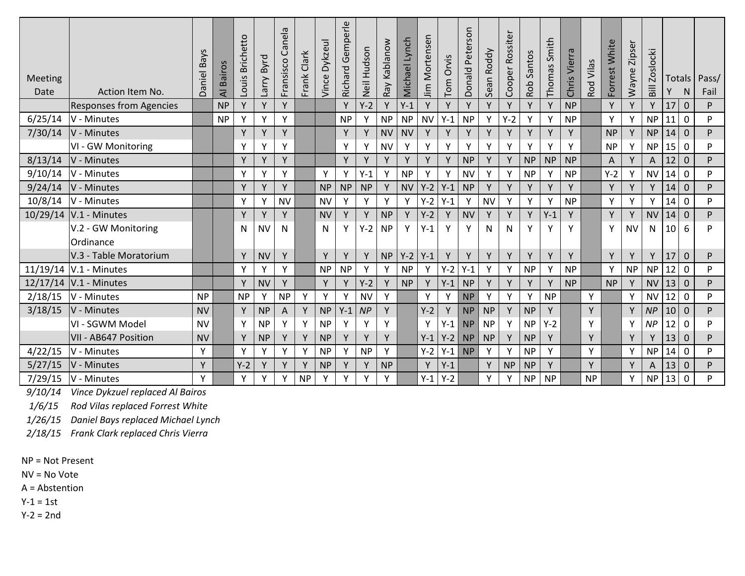| Meeting Date | Action Item No. | Daniel Bays | Al Bairos | Louis Brichetto | Larry Byrd | Fransisco Canela | Frank Clark | Vince Dykzeul | Richard Gemperle | Neil Hudson | Ray Kablanow | Michael Lynch | Jim Mortensen | Tom Orvis | Donald Peterson | Sean Roddy | Cooper Rossiter | Rob Santos | Thomas Smith | Chris Vierra | Rod Vilas | Forrest White | Wayne Zipser | Bill Zoslocki | Totals | | Pass/ Fail |
|---|---|---|---|---|---|---|---|---|---|---|---|---|---|---|---|---|---|---|---|---|---|---|---|---|---|---|---|
| | | | | | | | | | | | | | | | | | | | | | | | | | Y | N | |
| | Responses from Agencies | | NP | Y | Y | Y | | | Y | Y-2 | Y | Y-1 | Y | Y | Y | Y | Y | Y | Y | NP | | Y | Y | Y | 17 | 0 | P |
| 6/25/14 | V - Minutes | | NP | Y | Y | Y | | | NP | Y | NP | NP | NV | Y-1 | NP | Y | Y-2 | Y | Y | NP | | Y | Y | NP | 11 | 0 | P |
| 7/30/14 | V - Minutes | | | Y | Y | Y | | | Y | Y | NV | NV | Y | Y | Y | Y | Y | Y | Y | Y | | NP | Y | NP | 14 | 0 | P |
| | VI - GW Monitoring | | | Y | Y | Y | | | Y | Y | NV | Y | Y | Y | Y | Y | Y | Y | Y | Y | | NP | Y | NP | 15 | 0 | P |
| 8/13/14 | V - Minutes | | | Y | Y | Y | | | Y | Y | Y | Y | Y | Y | NP | Y | Y | NP | NP | NP | | A | Y | A | 12 | 0 | P |
| 9/10/14 | V - Minutes | | | Y | Y | Y | | Y | Y | Y-1 | Y | NP | Y | Y | NV | Y | Y | NP | Y | NP | | Y-2 | Y | NV | 14 | 0 | P |
| 9/24/14 | V - Minutes | | | Y | Y | Y | | NP | NP | NP | Y | NV | Y-2 | Y-1 | NP | Y | Y | Y | Y | Y | | Y | Y | Y | 14 | 0 | P |
| 10/8/14 | V - Minutes | | | Y | Y | NV | | NV | Y | Y | Y | Y | Y-2 | Y-1 | Y | NV | Y | Y | Y | NP | | Y | Y | Y | 14 | 0 | P |
| 10/29/14 | V.1 - Minutes | | | Y | Y | Y | | NV | Y | Y | NP | Y | Y-2 | Y | NV | Y | Y | Y | Y-1 | Y | | Y | Y | NV | 14 | 0 | P |
| | V.2 - GW Monitoring Ordinance | | | N | NV | N | | N | Y | Y-2 | NP | Y | Y-1 | Y | Y | N | N | Y | Y | Y | | Y | NV | N | 10 | 6 | P |
| | V.3 - Table Moratorium | | | Y | NV | Y | | Y | Y | Y | NP | Y-2 | Y-1 | Y | Y | Y | Y | Y | Y | Y | | Y | Y | Y | 17 | 0 | P |
| 11/19/14 | V.1 - Minutes | | | Y | Y | Y | | NP | NP | Y | Y | NP | Y | Y-2 | Y-1 | Y | Y | NP | Y | NP | | Y | NP | NP | 12 | 0 | P |
| 12/17/14 | V.1 - Minutes | | | Y | NV | Y | | Y | Y | Y-2 | Y | NP | Y | Y-1 | NP | Y | Y | Y | Y | NP | | NP | Y | NV | 13 | 0 | P |
| 2/18/15 | V - Minutes | NP | | NP | Y | NP | Y | Y | Y | NV | Y | | Y | Y | NP | Y | Y | Y | NP | | Y | | Y | NV | 12 | 0 | P |
| 3/18/15 | V - Minutes | NV | | Y | NP | A | Y | NP | Y-1 | *NP* | Y | | Y-2 | Y | NP | NP | Y | NP | Y | | Y | | Y | *NP* | 10 | 0 | P |
| | VI - SGWM Model | NV | | Y | NP | Y | Y | NP | Y | Y | Y | | Y | Y-1 | NP | NP | Y | NP | Y-2 | | Y | | Y | *NP* | 12 | 0 | P |
| | VII - AB647 Position | NV | | Y | NP | Y | Y | NP | Y | Y | Y | | Y-1 | Y-2 | NP | NP | Y | NP | Y | | Y | | Y | Y | 13 | 0 | P |
| 4/22/15 | V - Minutes | Y | | Y | Y | Y | Y | NP | Y | NP | Y | | Y-2 | Y-1 | NP | Y | Y | NP | Y | | Y | | Y | NP | 14 | 0 | P |
| 5/27/15 | V - Minutes | Y | | Y-2 | Y | Y | Y | NP | Y | Y | NP | | Y | Y-1 | | Y | NP | NP | Y | | Y | | Y | A | 13 | 0 | P |
| 7/29/15 | V - Minutes | Y | | Y | Y | Y | NP | Y | Y | Y | Y | | Y-1 | Y-2 | | Y | Y | NP | NP | | NP | | Y | NP | 13 | 0 | P |

*9/10/14 Vince Dykzuel replaced Al Bairos*

*1/6/15 Rod Vilas replaced Forrest White*

*1/26/15 Daniel Bays replaced Michael Lynch*

*2/18/15 Frank Clark replaced Chris Vierra*

NP = Not Present

NV = No Vote

A = Abstention

Y-1 = 1st

Y-2 = 2nd